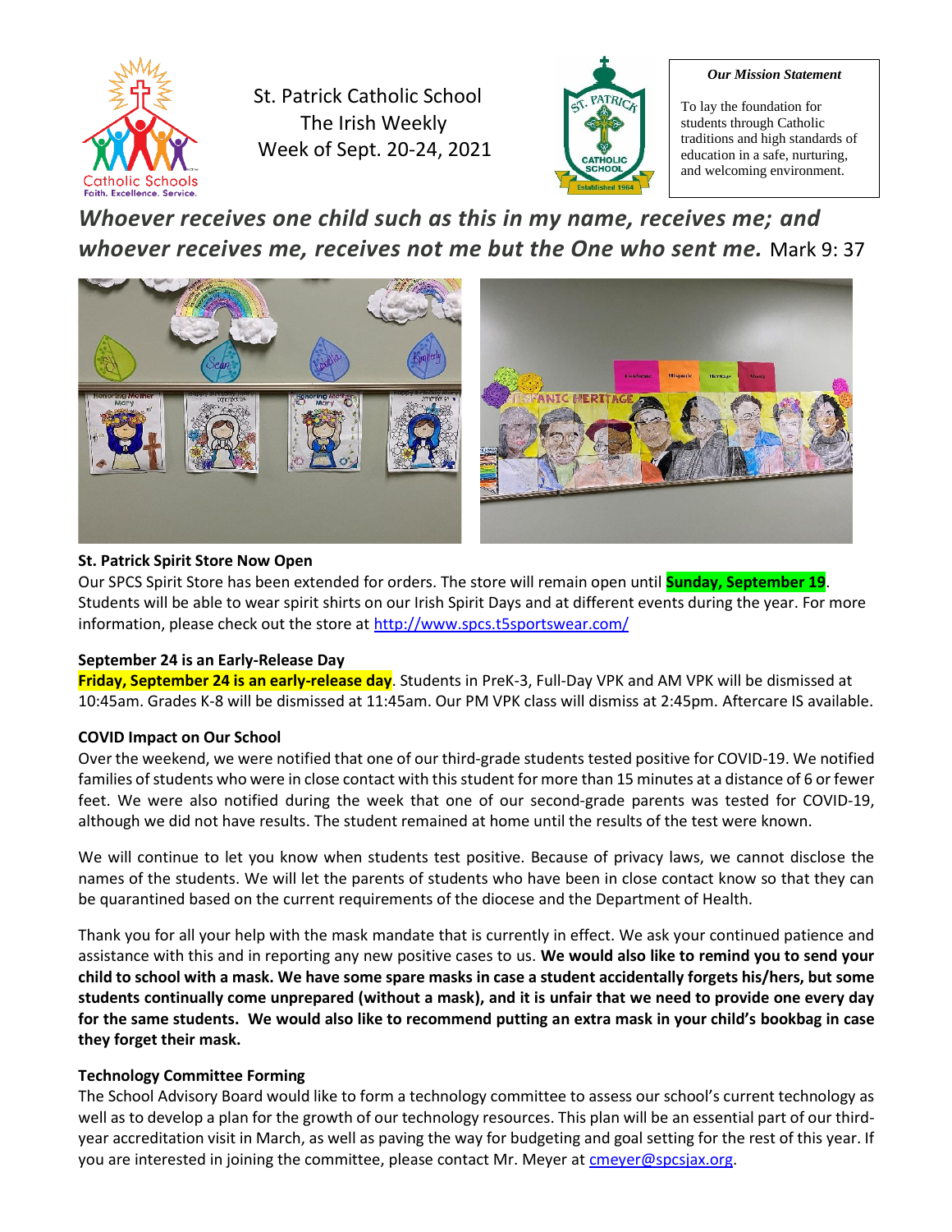St. Patrick Catholic School
The Irish Weekly
Week of Sept. 20-24, 2021

***Our Mission Statement***

To lay the foundation for students through Catholic traditions and high standards of education in a safe, nurturing, and welcoming environment.

***Whoever receives one child such as this in my name, receives me; and whoever receives me, receives not me but the One who sent me.*** Mark 9: 37

**St. Patrick Spirit Store Now Open**

Our SPCS Spirit Store has been extended for orders. The store will remain open until **Sunday, September 19**. Students will be able to wear spirit shirts on our Irish Spirit Days and at different events during the year. For more information, please check out the store at http://www.spcs.t5sportswear.com/

**September 24 is an Early-Release Day**

**Friday, September 24 is an early-release day**. Students in PreK-3, Full-Day VPK and AM VPK will be dismissed at 10:45am. Grades K-8 will be dismissed at 11:45am. Our PM VPK class will dismiss at 2:45pm. Aftercare IS available.

**COVID Impact on Our School**

Over the weekend, we were notified that one of our third-grade students tested positive for COVID-19. We notified families of students who were in close contact with this student for more than 15 minutes at a distance of 6 or fewer feet. We were also notified during the week that one of our second-grade parents was tested for COVID-19, although we did not have results. The student remained at home until the results of the test were known.

We will continue to let you know when students test positive. Because of privacy laws, we cannot disclose the names of the students. We will let the parents of students who have been in close contact know so that they can be quarantined based on the current requirements of the diocese and the Department of Health.

Thank you for all your help with the mask mandate that is currently in effect. We ask your continued patience and assistance with this and in reporting any new positive cases to us. **We would also like to remind you to send your child to school with a mask. We have some spare masks in case a student accidentally forgets his/hers, but some students continually come unprepared (without a mask), and it is unfair that we need to provide one every day for the same students. We would also like to recommend putting an extra mask in your child's bookbag in case they forget their mask.**

**Technology Committee Forming**

The School Advisory Board would like to form a technology committee to assess our school's current technology as well as to develop a plan for the growth of our technology resources. This plan will be an essential part of our third-year accreditation visit in March, as well as paving the way for budgeting and goal setting for the rest of this year. If you are interested in joining the committee, please contact Mr. Meyer at cmeyer@spcsjax.org.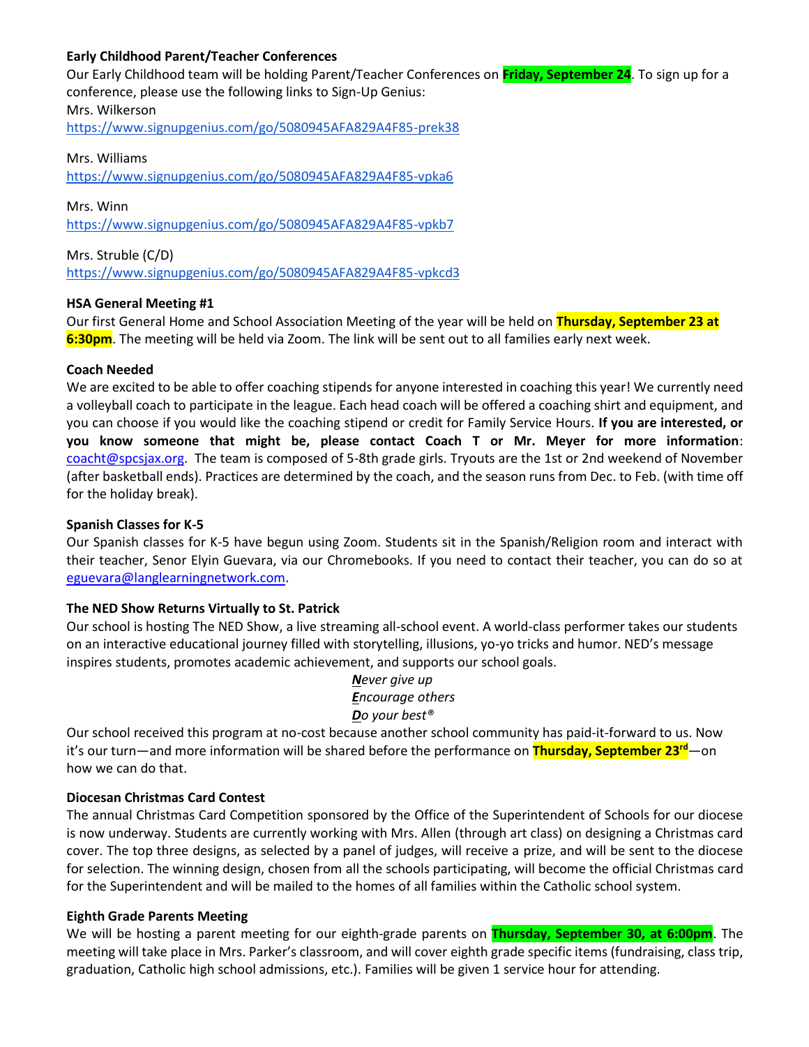**Early Childhood Parent/Teacher Conferences**

Our Early Childhood team will be holding Parent/Teacher Conferences on **Friday, September 24**. To sign up for a conference, please use the following links to Sign-Up Genius:

Mrs. Wilkerson
https://www.signupgenius.com/go/5080945AFA829A4F85-prek38

Mrs. Williams
https://www.signupgenius.com/go/5080945AFA829A4F85-vpka6

Mrs. Winn
https://www.signupgenius.com/go/5080945AFA829A4F85-vpkb7

Mrs. Struble (C/D)
https://www.signupgenius.com/go/5080945AFA829A4F85-vpkcd3

**HSA General Meeting #1**

Our first General Home and School Association Meeting of the year will be held on **Thursday, September 23 at 6:30pm**. The meeting will be held via Zoom. The link will be sent out to all families early next week.

**Coach Needed**

We are excited to be able to offer coaching stipends for anyone interested in coaching this year! We currently need a volleyball coach to participate in the league. Each head coach will be offered a coaching shirt and equipment, and you can choose if you would like the coaching stipend or credit for Family Service Hours. **If you are interested, or you know someone that might be, please contact Coach T or Mr. Meyer for more information**: coacht@spcsjax.org. The team is composed of 5-8th grade girls. Tryouts are the 1st or 2nd weekend of November (after basketball ends). Practices are determined by the coach, and the season runs from Dec. to Feb. (with time off for the holiday break).

**Spanish Classes for K-5**

Our Spanish classes for K-5 have begun using Zoom. Students sit in the Spanish/Religion room and interact with their teacher, Senor Elyin Guevara, via our Chromebooks. If you need to contact their teacher, you can do so at eguevara@langlearningnetwork.com.

**The NED Show Returns Virtually to St. Patrick**

Our school is hosting The NED Show, a live streaming all-school event. A world-class performer takes our students on an interactive educational journey filled with storytelling, illusions, yo-yo tricks and humor. NED's message inspires students, promotes academic achievement, and supports our school goals.

*__N__ever give up*
*__E__ncourage others*
*__D__o your best®*

Our school received this program at no-cost because another school community has paid-it-forward to us. Now it's our turn—and more information will be shared before the performance on **Thursday, September 23rd**—on how we can do that.

**Diocesan Christmas Card Contest**

The annual Christmas Card Competition sponsored by the Office of the Superintendent of Schools for our diocese is now underway. Students are currently working with Mrs. Allen (through art class) on designing a Christmas card cover. The top three designs, as selected by a panel of judges, will receive a prize, and will be sent to the diocese for selection. The winning design, chosen from all the schools participating, will become the official Christmas card for the Superintendent and will be mailed to the homes of all families within the Catholic school system.

**Eighth Grade Parents Meeting**

We will be hosting a parent meeting for our eighth-grade parents on **Thursday, September 30, at 6:00pm**. The meeting will take place in Mrs. Parker's classroom, and will cover eighth grade specific items (fundraising, class trip, graduation, Catholic high school admissions, etc.). Families will be given 1 service hour for attending.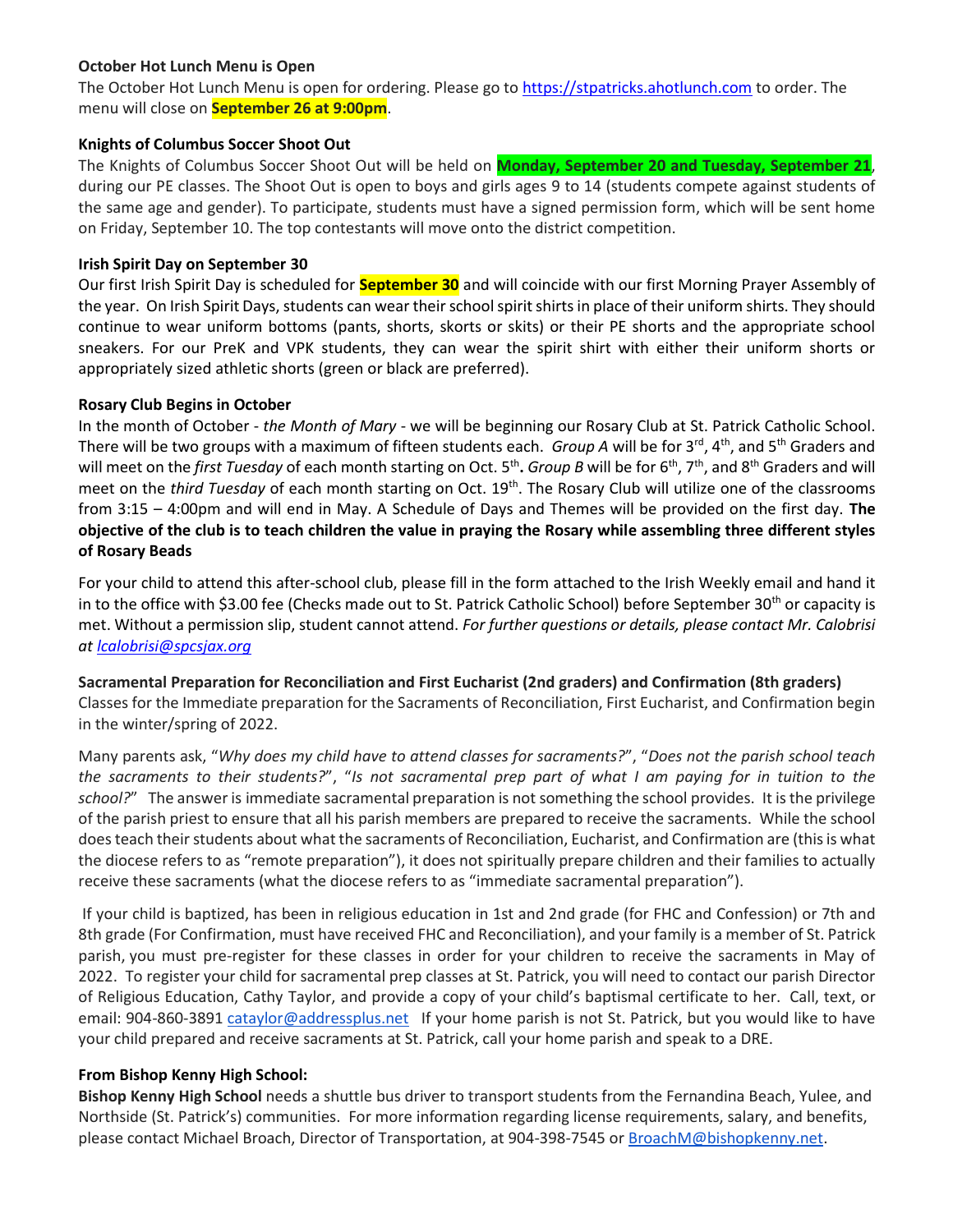**October Hot Lunch Menu is Open**

The October Hot Lunch Menu is open for ordering. Please go to https://stpatricks.ahotlunch.com to order. The menu will close on **September 26 at 9:00pm**.

**Knights of Columbus Soccer Shoot Out**

The Knights of Columbus Soccer Shoot Out will be held on **Monday, September 20 and Tuesday, September 21**, during our PE classes. The Shoot Out is open to boys and girls ages 9 to 14 (students compete against students of the same age and gender). To participate, students must have a signed permission form, which will be sent home on Friday, September 10. The top contestants will move onto the district competition.

**Irish Spirit Day on September 30**

Our first Irish Spirit Day is scheduled for **September 30** and will coincide with our first Morning Prayer Assembly of the year. On Irish Spirit Days, students can wear their school spirit shirts in place of their uniform shirts. They should continue to wear uniform bottoms (pants, shorts, skorts or skits) or their PE shorts and the appropriate school sneakers. For our PreK and VPK students, they can wear the spirit shirt with either their uniform shorts or appropriately sized athletic shorts (green or black are preferred).

**Rosary Club Begins in October**

In the month of October - *the Month of Mary* - we will be beginning our Rosary Club at St. Patrick Catholic School. There will be two groups with a maximum of fifteen students each. *Group A* will be for 3rd, 4th, and 5th Graders and will meet on the *first Tuesday* of each month starting on Oct. 5th**.** *Group B* will be for 6th, 7th, and 8th Graders and will meet on the *third Tuesday* of each month starting on Oct. 19th. The Rosary Club will utilize one of the classrooms from 3:15 – 4:00pm and will end in May. A Schedule of Days and Themes will be provided on the first day. **The objective of the club is to teach children the value in praying the Rosary while assembling three different styles of Rosary Beads**

For your child to attend this after-school club, please fill in the form attached to the Irish Weekly email and hand it in to the office with $3.00 fee (Checks made out to St. Patrick Catholic School) before September 30th or capacity is met. Without a permission slip, student cannot attend. *For further questions or details, please contact Mr. Calobrisi at lcalobrisi@spcsjax.org*

**Sacramental Preparation for Reconciliation and First Eucharist (2nd graders) and Confirmation (8th graders)**

Classes for the Immediate preparation for the Sacraments of Reconciliation, First Eucharist, and Confirmation begin in the winter/spring of 2022.

Many parents ask, "*Why does my child have to attend classes for sacraments?*", "*Does not the parish school teach the sacraments to their students?*", "*Is not sacramental prep part of what I am paying for in tuition to the school?*" The answer is immediate sacramental preparation is not something the school provides. It is the privilege of the parish priest to ensure that all his parish members are prepared to receive the sacraments. While the school does teach their students about what the sacraments of Reconciliation, Eucharist, and Confirmation are (this is what the diocese refers to as "remote preparation"), it does not spiritually prepare children and their families to actually receive these sacraments (what the diocese refers to as "immediate sacramental preparation").

If your child is baptized, has been in religious education in 1st and 2nd grade (for FHC and Confession) or 7th and 8th grade (For Confirmation, must have received FHC and Reconciliation), and your family is a member of St. Patrick parish, you must pre-register for these classes in order for your children to receive the sacraments in May of 2022. To register your child for sacramental prep classes at St. Patrick, you will need to contact our parish Director of Religious Education, Cathy Taylor, and provide a copy of your child's baptismal certificate to her. Call, text, or email: 904-860-3891 cataylor@addressplus.net If your home parish is not St. Patrick, but you would like to have your child prepared and receive sacraments at St. Patrick, call your home parish and speak to a DRE.

**From Bishop Kenny High School:**

**Bishop Kenny High School** needs a shuttle bus driver to transport students from the Fernandina Beach, Yulee, and Northside (St. Patrick's) communities. For more information regarding license requirements, salary, and benefits, please contact Michael Broach, Director of Transportation, at 904-398-7545 or BroachM@bishopkenny.net.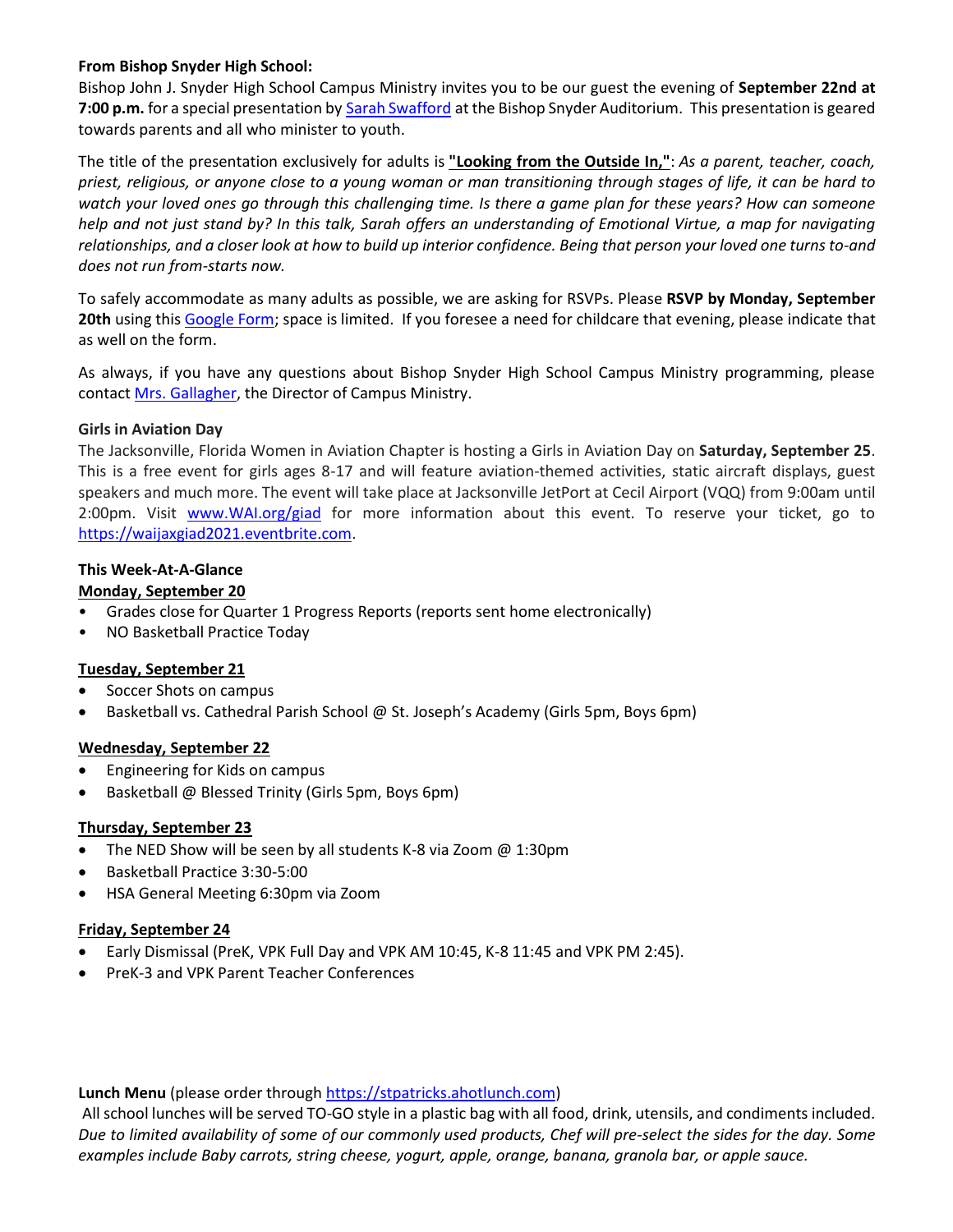**From Bishop Snyder High School:**

Bishop John J. Snyder High School Campus Ministry invites you to be our guest the evening of **September 22nd at 7:00 p.m.** for a special presentation by Sarah Swafford at the Bishop Snyder Auditorium. This presentation is geared towards parents and all who minister to youth.

The title of the presentation exclusively for adults is **"Looking from the Outside In,"**: *As a parent, teacher, coach, priest, religious, or anyone close to a young woman or man transitioning through stages of life, it can be hard to watch your loved ones go through this challenging time. Is there a game plan for these years? How can someone help and not just stand by? In this talk, Sarah offers an understanding of Emotional Virtue, a map for navigating relationships, and a closer look at how to build up interior confidence. Being that person your loved one turns to-and does not run from-starts now.*

To safely accommodate as many adults as possible, we are asking for RSVPs. Please **RSVP by Monday, September 20th** using this Google Form; space is limited. If you foresee a need for childcare that evening, please indicate that as well on the form.

As always, if you have any questions about Bishop Snyder High School Campus Ministry programming, please contact Mrs. Gallagher, the Director of Campus Ministry.

**Girls in Aviation Day**

The Jacksonville, Florida Women in Aviation Chapter is hosting a Girls in Aviation Day on **Saturday, September 25**. This is a free event for girls ages 8-17 and will feature aviation-themed activities, static aircraft displays, guest speakers and much more. The event will take place at Jacksonville JetPort at Cecil Airport (VQQ) from 9:00am until 2:00pm. Visit www.WAI.org/giad for more information about this event. To reserve your ticket, go to https://waijaxgiad2021.eventbrite.com.

**This Week-At-A-Glance**

**Monday, September 20**

- Grades close for Quarter 1 Progress Reports (reports sent home electronically)
- NO Basketball Practice Today

**Tuesday, September 21**

- Soccer Shots on campus
- Basketball vs. Cathedral Parish School @ St. Joseph's Academy (Girls 5pm, Boys 6pm)

**Wednesday, September 22**

- Engineering for Kids on campus
- Basketball @ Blessed Trinity (Girls 5pm, Boys 6pm)

**Thursday, September 23**

- The NED Show will be seen by all students K-8 via Zoom @ 1:30pm
- Basketball Practice 3:30-5:00
- HSA General Meeting 6:30pm via Zoom

**Friday, September 24**

- Early Dismissal (PreK, VPK Full Day and VPK AM 10:45, K-8 11:45 and VPK PM 2:45).
- PreK-3 and VPK Parent Teacher Conferences

**Lunch Menu** (please order through https://stpatricks.ahotlunch.com)

All school lunches will be served TO-GO style in a plastic bag with all food, drink, utensils, and condiments included. *Due to limited availability of some of our commonly used products, Chef will pre-select the sides for the day. Some examples include Baby carrots, string cheese, yogurt, apple, orange, banana, granola bar, or apple sauce.*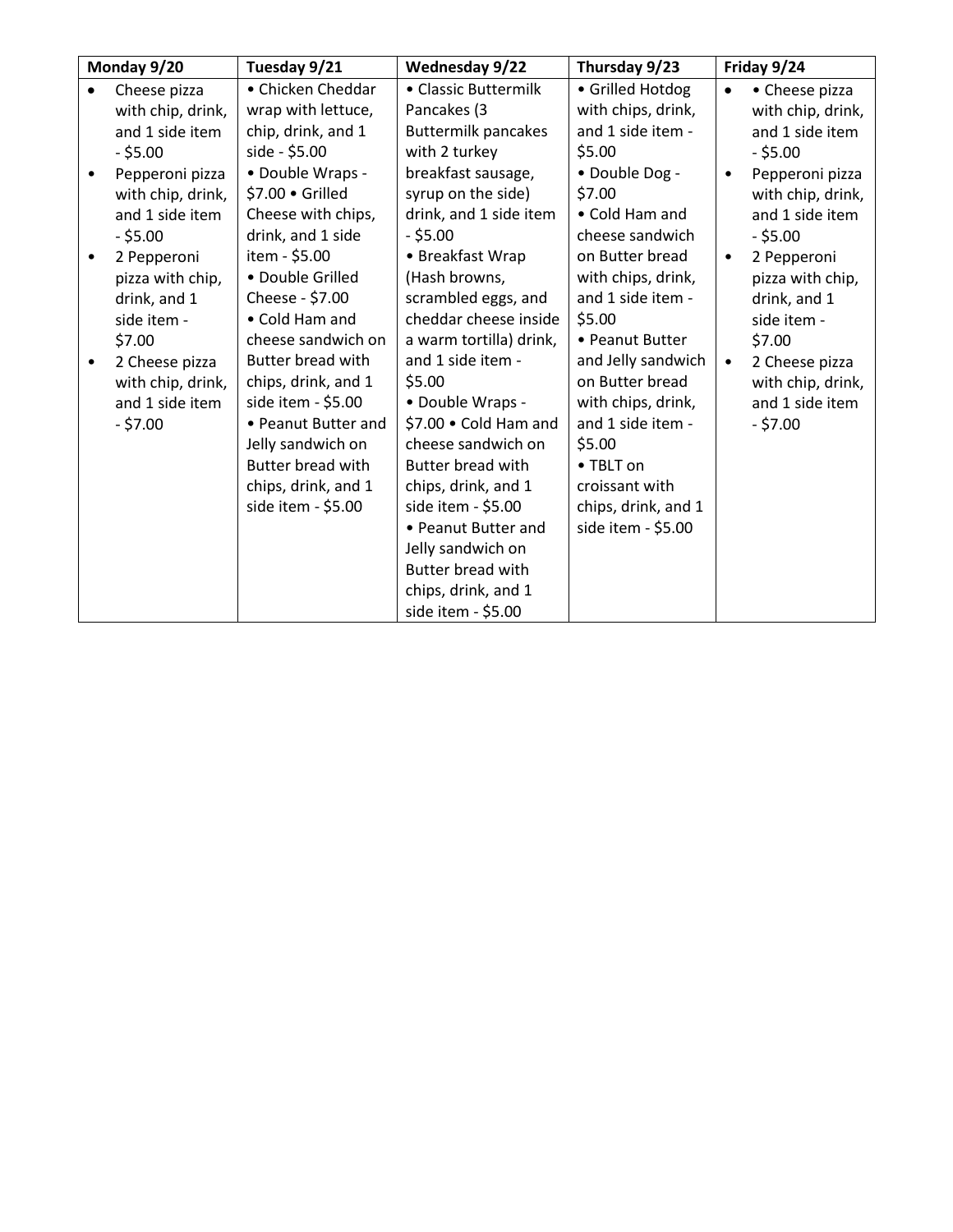| Monday 9/20 | Tuesday 9/21 | Wednesday 9/22 | Thursday 9/23 | Friday 9/24 |
|---|---|---|---|---|
| • Cheese pizza with chip, drink, and 1 side item - $5.00<br>• Pepperoni pizza with chip, drink, and 1 side item - $5.00<br>• 2 Pepperoni pizza with chip, drink, and 1 side item - $7.00<br>• 2 Cheese pizza with chip, drink, and 1 side item - $7.00 | • Chicken Cheddar wrap with lettuce, chip, drink, and 1 side - $5.00<br>• Double Wraps - $7.00 • Grilled Cheese with chips, drink, and 1 side item - $5.00<br>• Double Grilled Cheese - $7.00<br>• Cold Ham and cheese sandwich on Butter bread with chips, drink, and 1 side item - $5.00<br>• Peanut Butter and Jelly sandwich on Butter bread with chips, drink, and 1 side item - $5.00 | • Classic Buttermilk Pancakes (3 Buttermilk pancakes with 2 turkey breakfast sausage, syrup on the side) drink, and 1 side item - $5.00<br>• Breakfast Wrap (Hash browns, scrambled eggs, and cheddar cheese inside a warm tortilla) drink, and 1 side item - $5.00<br>• Double Wraps - $7.00 • Cold Ham and cheese sandwich on Butter bread with chips, drink, and 1 side item - $5.00<br>• Peanut Butter and Jelly sandwich on Butter bread with chips, drink, and 1 side item - $5.00 | • Grilled Hotdog with chips, drink, and 1 side item - $5.00<br>• Double Dog - $7.00<br>• Cold Ham and cheese sandwich on Butter bread with chips, drink, and 1 side item - $5.00<br>• Peanut Butter and Jelly sandwich on Butter bread with chips, drink, and 1 side item - $5.00<br>• TBLT on croissant with chips, drink, and 1 side item - $5.00 | • • Cheese pizza with chip, drink, and 1 side item - $5.00<br>• Pepperoni pizza with chip, drink, and 1 side item - $5.00<br>• 2 Pepperoni pizza with chip, drink, and 1 side item - $7.00<br>• 2 Cheese pizza with chip, drink, and 1 side item - $7.00 |